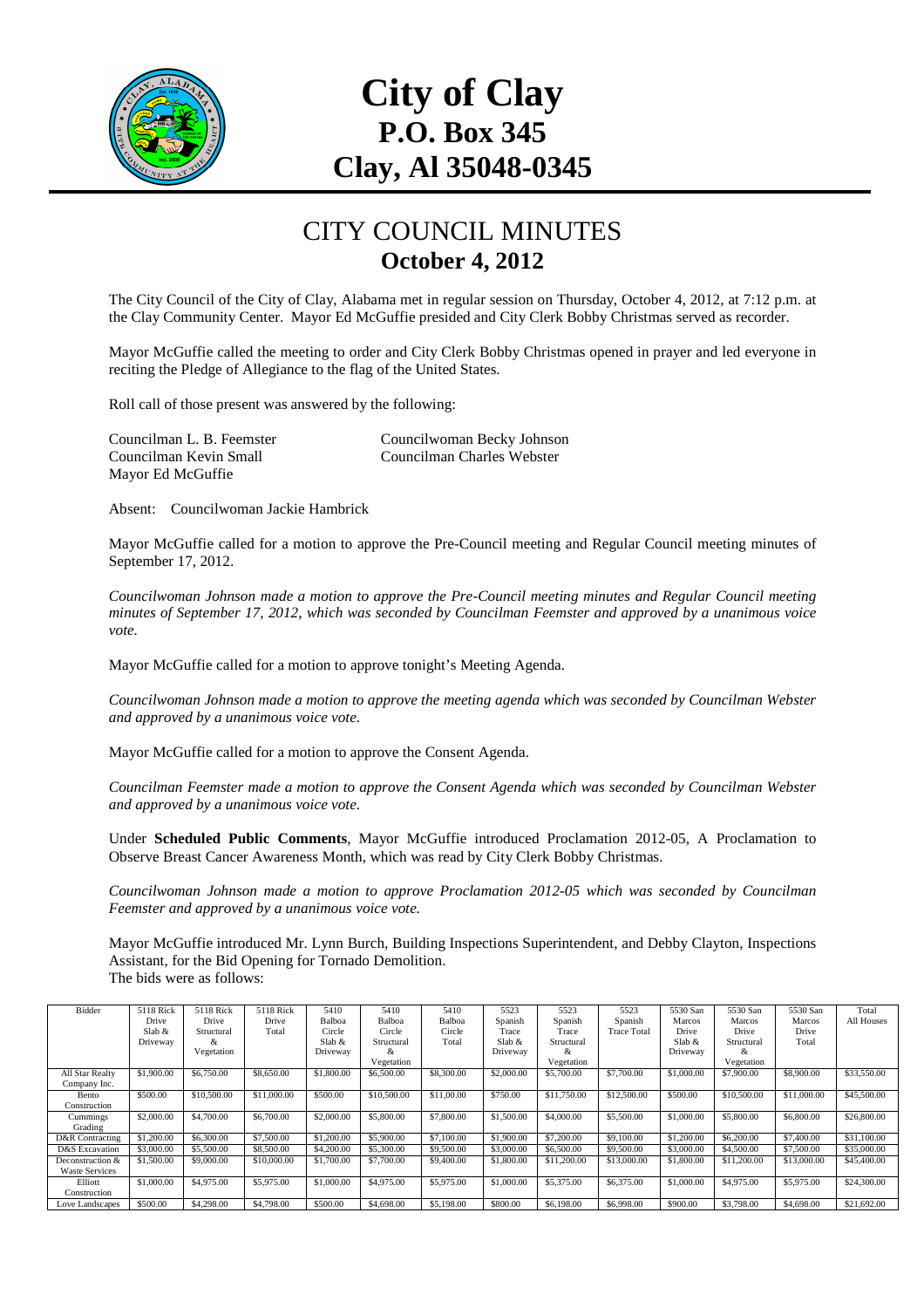# City of Clay
## P.O. Box 345
## Clay, Al 35048-0345

# CITY COUNCIL MINUTES
## October 4, 2012

The City Council of the City of Clay, Alabama met in regular session on Thursday, October 4, 2012, at 7:12 p.m. at the Clay Community Center. Mayor Ed McGuffie presided and City Clerk Bobby Christmas served as recorder.

Mayor McGuffie called the meeting to order and City Clerk Bobby Christmas opened in prayer and led everyone in reciting the Pledge of Allegiance to the flag of the United States.

Roll call of those present was answered by the following:

Councilman L. B. Feemster
Councilwoman Becky Johnson
Councilman Kevin Small
Councilman Charles Webster
Mayor Ed McGuffie

Absent: Councilwoman Jackie Hambrick

Mayor McGuffie called for a motion to approve the Pre-Council meeting and Regular Council meeting minutes of September 17, 2012.

*Councilwoman Johnson made a motion to approve the Pre-Council meeting minutes and Regular Council meeting minutes of September 17, 2012, which was seconded by Councilman Feemster and approved by a unanimous voice vote.*

Mayor McGuffie called for a motion to approve tonight's Meeting Agenda.

*Councilwoman Johnson made a motion to approve the meeting agenda which was seconded by Councilman Webster and approved by a unanimous voice vote.*

Mayor McGuffie called for a motion to approve the Consent Agenda.

*Councilman Feemster made a motion to approve the Consent Agenda which was seconded by Councilman Webster and approved by a unanimous voice vote.*

Under **Scheduled Public Comments**, Mayor McGuffie introduced Proclamation 2012-05, A Proclamation to Observe Breast Cancer Awareness Month, which was read by City Clerk Bobby Christmas.

*Councilwoman Johnson made a motion to approve Proclamation 2012-05 which was seconded by Councilman Feemster and approved by a unanimous voice vote.*

Mayor McGuffie introduced Mr. Lynn Burch, Building Inspections Superintendent, and Debby Clayton, Inspections Assistant, for the Bid Opening for Tornado Demolition.
The bids were as follows:

| Bidder | 5118 Rick Drive Slab & Driveway | 5118 Rick Drive Structural & Vegetation | 5118 Rick Drive Total | 5410 Balboa Circle Slab & Driveway | 5410 Balboa Circle Structural & Vegetation | 5410 Balboa Circle Total | 5523 Spanish Trace Slab & Driveway | 5523 Spanish Trace Structural & Vegetation | 5523 Spanish Trace Total | 5530 San Marcos Drive Slab & Driveway | 5530 San Marcos Drive Structural & Vegetation | 5530 San Marcos Drive Total | Total All Houses |
|---|---|---|---|---|---|---|---|---|---|---|---|---|---|
| All Star Realty Company Inc. | $1,900.00 | $6,750.00 | $8,650.00 | $1,800.00 | $6,500.00 | $8,300.00 | $2,000.00 | $5,700.00 | $7,700.00 | $1,000.00 | $7,900.00 | $8,900.00 | $33,550.00 |
| Bento Construction | $500.00 | $10,500.00 | $11,000.00 | $500.00 | $10,500.00 | $11,000.00 | $750.00 | $11,750.00 | $12,500.00 | $500.00 | $10,500.00 | $11,000.00 | $45,500.00 |
| Cummings Grading | $2,000.00 | $4,700.00 | $6,700.00 | $2,000.00 | $5,800.00 | $7,800.00 | $1,500.00 | $4,000.00 | $5,500.00 | $1,000.00 | $5,800.00 | $6,800.00 | $26,800.00 |
| D&R Contracting | $1,200.00 | $6,300.00 | $7,500.00 | $1,200.00 | $5,900.00 | $7,100.00 | $1,900.00 | $7,200.00 | $9,100.00 | $1,200.00 | $6,200.00 | $7,400.00 | $31,100.00 |
| D&S Excavation | $3,000.00 | $5,500.00 | $8,500.00 | $4,200.00 | $5,300.00 | $9,500.00 | $3,000.00 | $6,500.00 | $9,500.00 | $3,000.00 | $4,500.00 | $7,500.00 | $35,000.00 |
| Deconstruction & Waste Services | $1,500.00 | $9,000.00 | $10,000.00 | $1,700.00 | $7,700.00 | $9,400.00 | $1,800.00 | $11,200.00 | $13,000.00 | $1,800.00 | $11,200.00 | $13,000.00 | $45,400.00 |
| Elliott Construction | $1,000.00 | $4,975.00 | $5,975.00 | $1,000.00 | $4,975.00 | $5,975.00 | $1,000.00 | $5,375.00 | $6,375.00 | $1,000.00 | $4,975.00 | $5,975.00 | $24,300.00 |
| Love Landscapes | $500.00 | $4,298.00 | $4,798.00 | $500.00 | $4,698.00 | $5,198.00 | $800.00 | $6,198.00 | $6,998.00 | $900.00 | $3,798.00 | $4,698.00 | $21,692.00 |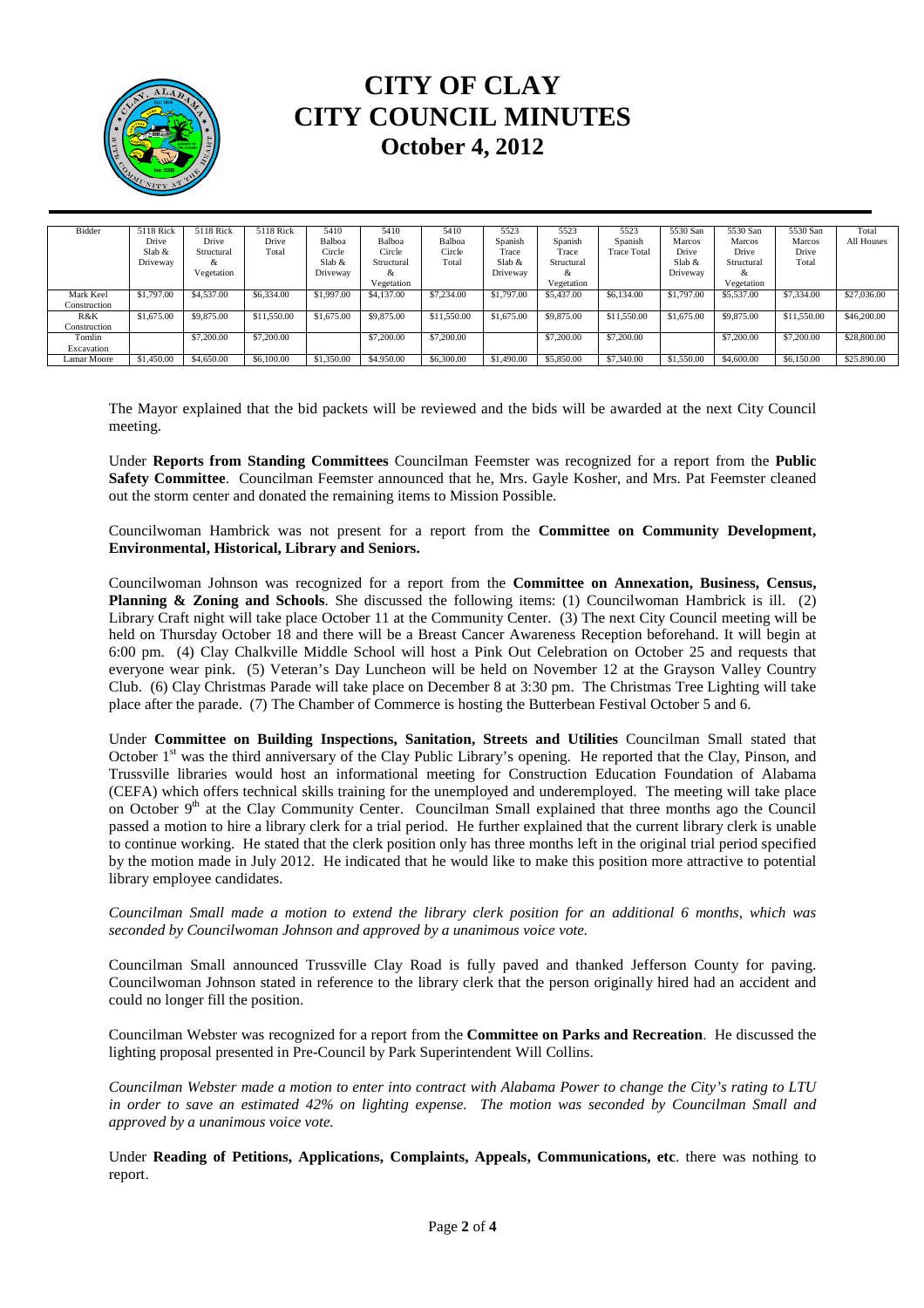# CITY OF CLAY
# CITY COUNCIL MINUTES
## October 4, 2012

| Bidder | 5118 Rick Drive Slab & Driveway | 5118 Rick Drive Structural & Vegetation | 5118 Rick Drive Total | 5410 Balboa Circle Slab & Driveway | 5410 Balboa Circle Structural & Vegetation | 5410 Balboa Circle Total | 5523 Spanish Trace Slab & Driveway | 5523 Spanish Trace Structural & Vegetation | 5523 Spanish Trace Total | 5530 San Marcos Drive Slab & Driveway | 5530 San Marcos Drive Structural & Vegetation | 5530 San Marcos Drive Total | Total All Houses |
|---|---|---|---|---|---|---|---|---|---|---|---|---|---|
| Mark Keel Construction | $1,797.00 | $4,537.00 | $6,334.00 | $1,997.00 | $4,137.00 | $7,234.00 | $1,797.00 | $5,437.00 | $6,134.00 | $1,797.00 | $5,537.00 | $7,334.00 | $27,036.00 |
| R&K Construction | $1,675.00 | $9,875.00 | $11,550.00 | $1,675.00 | $9,875.00 | $11,550.00 | $1,675.00 | $9,875.00 | $11,550.00 | $1,675.00 | $9,875.00 | $11,550.00 | $46,200.00 |
| Tomlin Excavation | | $7,200.00 | $7,200.00 | | $7,200.00 | $7,200.00 | | $7,200.00 | $7,200.00 | | $7,200.00 | $7,200.00 | $28,800.00 |
| Lamar Moore | $1,450.00 | $4,650.00 | $6,100.00 | $1,350.00 | $4,950.00 | $6,300.00 | $1,490.00 | $5,850.00 | $7,340.00 | $1,550.00 | $4,600.00 | $6,150.00 | $25,890.00 |

The Mayor explained that the bid packets will be reviewed and the bids will be awarded at the next City Council meeting.

Under **Reports from Standing Committees** Councilman Feemster was recognized for a report from the **Public Safety Committee**. Councilman Feemster announced that he, Mrs. Gayle Kosher, and Mrs. Pat Feemster cleaned out the storm center and donated the remaining items to Mission Possible.

Councilwoman Hambrick was not present for a report from the **Committee on Community Development, Environmental, Historical, Library and Seniors.**

Councilwoman Johnson was recognized for a report from the **Committee on Annexation, Business, Census, Planning & Zoning and Schools**. She discussed the following items: (1) Councilwoman Hambrick is ill. (2) Library Craft night will take place October 11 at the Community Center. (3) The next City Council meeting will be held on Thursday October 18 and there will be a Breast Cancer Awareness Reception beforehand. It will begin at 6:00 pm. (4) Clay Chalkville Middle School will host a Pink Out Celebration on October 25 and requests that everyone wear pink. (5) Veteran's Day Luncheon will be held on November 12 at the Grayson Valley Country Club. (6) Clay Christmas Parade will take place on December 8 at 3:30 pm. The Christmas Tree Lighting will take place after the parade. (7) The Chamber of Commerce is hosting the Butterbean Festival October 5 and 6.

Under **Committee on Building Inspections, Sanitation, Streets and Utilities** Councilman Small stated that October 1st was the third anniversary of the Clay Public Library's opening. He reported that the Clay, Pinson, and Trussville libraries would host an informational meeting for Construction Education Foundation of Alabama (CEFA) which offers technical skills training for the unemployed and underemployed. The meeting will take place on October 9th at the Clay Community Center. Councilman Small explained that three months ago the Council passed a motion to hire a library clerk for a trial period. He further explained that the current library clerk is unable to continue working. He stated that the clerk position only has three months left in the original trial period specified by the motion made in July 2012. He indicated that he would like to make this position more attractive to potential library employee candidates.

*Councilman Small made a motion to extend the library clerk position for an additional 6 months, which was seconded by Councilwoman Johnson and approved by a unanimous voice vote.*

Councilman Small announced Trussville Clay Road is fully paved and thanked Jefferson County for paving. Councilwoman Johnson stated in reference to the library clerk that the person originally hired had an accident and could no longer fill the position.

Councilman Webster was recognized for a report from the **Committee on Parks and Recreation**. He discussed the lighting proposal presented in Pre-Council by Park Superintendent Will Collins.

*Councilman Webster made a motion to enter into contract with Alabama Power to change the City's rating to LTU in order to save an estimated 42% on lighting expense. The motion was seconded by Councilman Small and approved by a unanimous voice vote.*

Under **Reading of Petitions, Applications, Complaints, Appeals, Communications, etc**. there was nothing to report.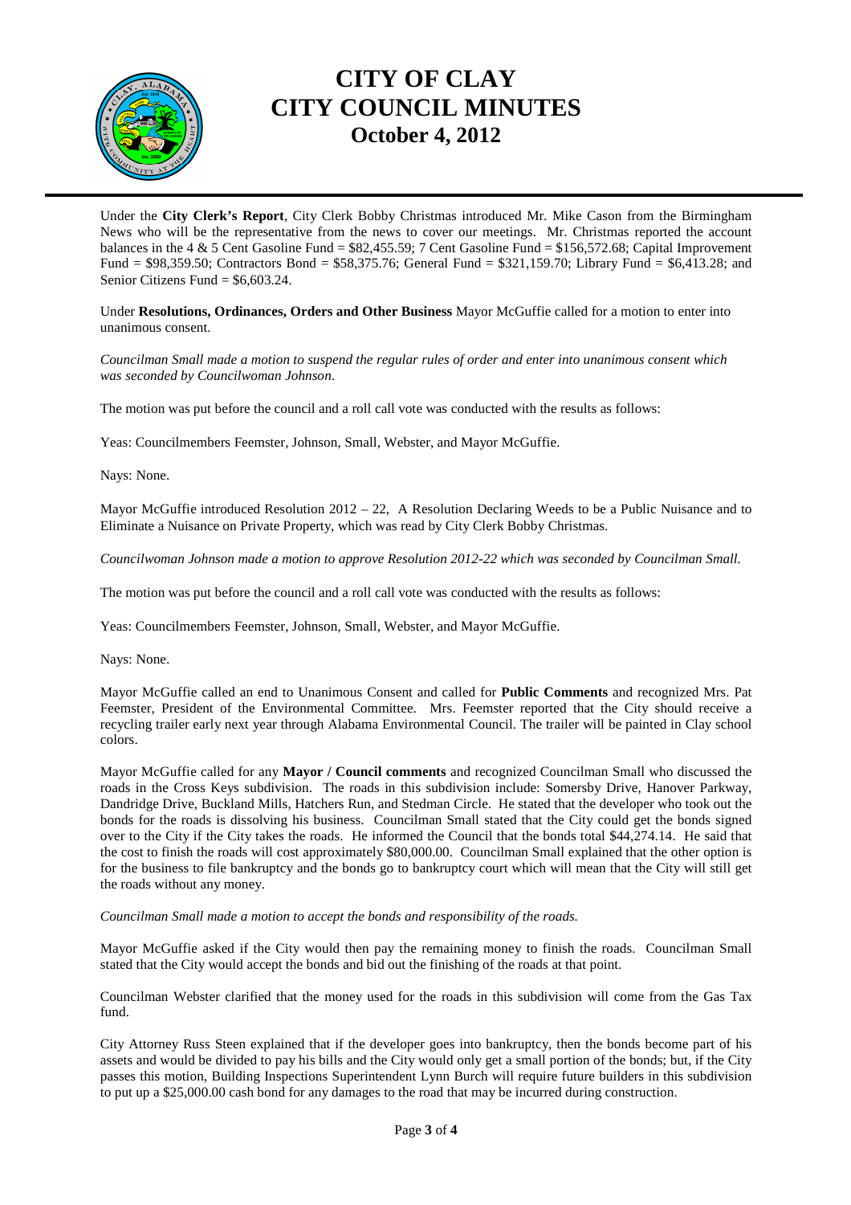# CITY OF CLAY
# CITY COUNCIL MINUTES
# October 4, 2012

Under the **City Clerk's Report**, City Clerk Bobby Christmas introduced Mr. Mike Cason from the Birmingham News who will be the representative from the news to cover our meetings. Mr. Christmas reported the account balances in the 4 & 5 Cent Gasoline Fund = $82,455.59; 7 Cent Gasoline Fund = $156,572.68; Capital Improvement Fund = $98,359.50; Contractors Bond = $58,375.76; General Fund = $321,159.70; Library Fund = $6,413.28; and Senior Citizens Fund = $6,603.24.

Under **Resolutions, Ordinances, Orders and Other Business** Mayor McGuffie called for a motion to enter into unanimous consent.

*Councilman Small made a motion to suspend the regular rules of order and enter into unanimous consent which was seconded by Councilwoman Johnson.*

The motion was put before the council and a roll call vote was conducted with the results as follows:

Yeas: Councilmembers Feemster, Johnson, Small, Webster, and Mayor McGuffie.

Nays: None.

Mayor McGuffie introduced Resolution 2012 – 22, A Resolution Declaring Weeds to be a Public Nuisance and to Eliminate a Nuisance on Private Property, which was read by City Clerk Bobby Christmas.

*Councilwoman Johnson made a motion to approve Resolution 2012-22 which was seconded by Councilman Small.*

The motion was put before the council and a roll call vote was conducted with the results as follows:

Yeas: Councilmembers Feemster, Johnson, Small, Webster, and Mayor McGuffie.

Nays: None.

Mayor McGuffie called an end to Unanimous Consent and called for **Public Comments** and recognized Mrs. Pat Feemster, President of the Environmental Committee. Mrs. Feemster reported that the City should receive a recycling trailer early next year through Alabama Environmental Council. The trailer will be painted in Clay school colors.

Mayor McGuffie called for any **Mayor / Council comments** and recognized Councilman Small who discussed the roads in the Cross Keys subdivision. The roads in this subdivision include: Somersby Drive, Hanover Parkway, Dandridge Drive, Buckland Mills, Hatchers Run, and Stedman Circle. He stated that the developer who took out the bonds for the roads is dissolving his business. Councilman Small stated that the City could get the bonds signed over to the City if the City takes the roads. He informed the Council that the bonds total $44,274.14. He said that the cost to finish the roads will cost approximately $80,000.00. Councilman Small explained that the other option is for the business to file bankruptcy and the bonds go to bankruptcy court which will mean that the City will still get the roads without any money.

*Councilman Small made a motion to accept the bonds and responsibility of the roads.*

Mayor McGuffie asked if the City would then pay the remaining money to finish the roads. Councilman Small stated that the City would accept the bonds and bid out the finishing of the roads at that point.

Councilman Webster clarified that the money used for the roads in this subdivision will come from the Gas Tax fund.

City Attorney Russ Steen explained that if the developer goes into bankruptcy, then the bonds become part of his assets and would be divided to pay his bills and the City would only get a small portion of the bonds; but, if the City passes this motion, Building Inspections Superintendent Lynn Burch will require future builders in this subdivision to put up a $25,000.00 cash bond for any damages to the road that may be incurred during construction.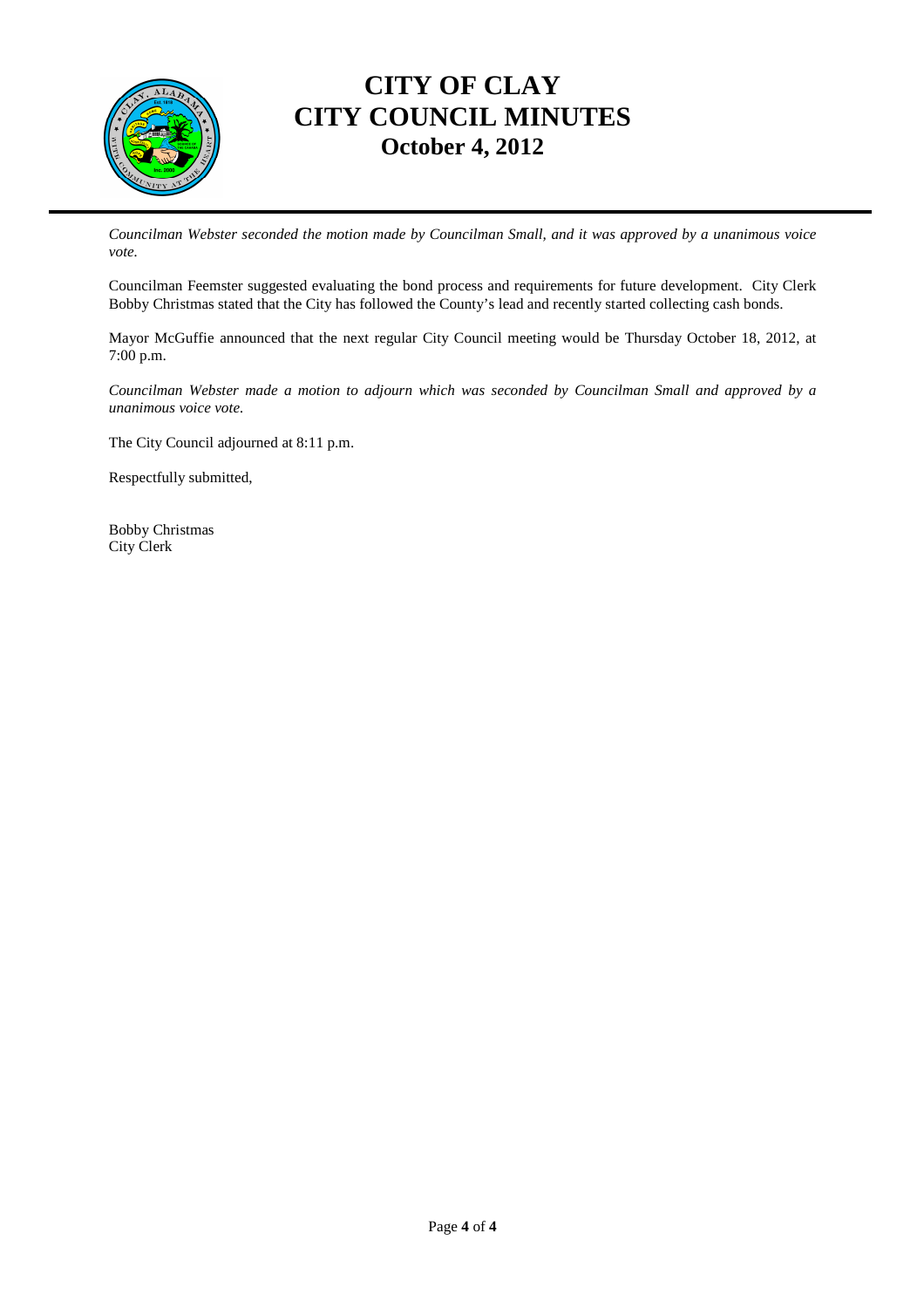*Councilman Webster seconded the motion made by Councilman Small, and it was approved by a unanimous voice vote.*

Councilman Feemster suggested evaluating the bond process and requirements for future development. City Clerk Bobby Christmas stated that the City has followed the County's lead and recently started collecting cash bonds.

Mayor McGuffie announced that the next regular City Council meeting would be Thursday October 18, 2012, at 7:00 p.m.

*Councilman Webster made a motion to adjourn which was seconded by Councilman Small and approved by a unanimous voice vote.*

The City Council adjourned at 8:11 p.m.

Respectfully submitted,

Bobby Christmas
City Clerk